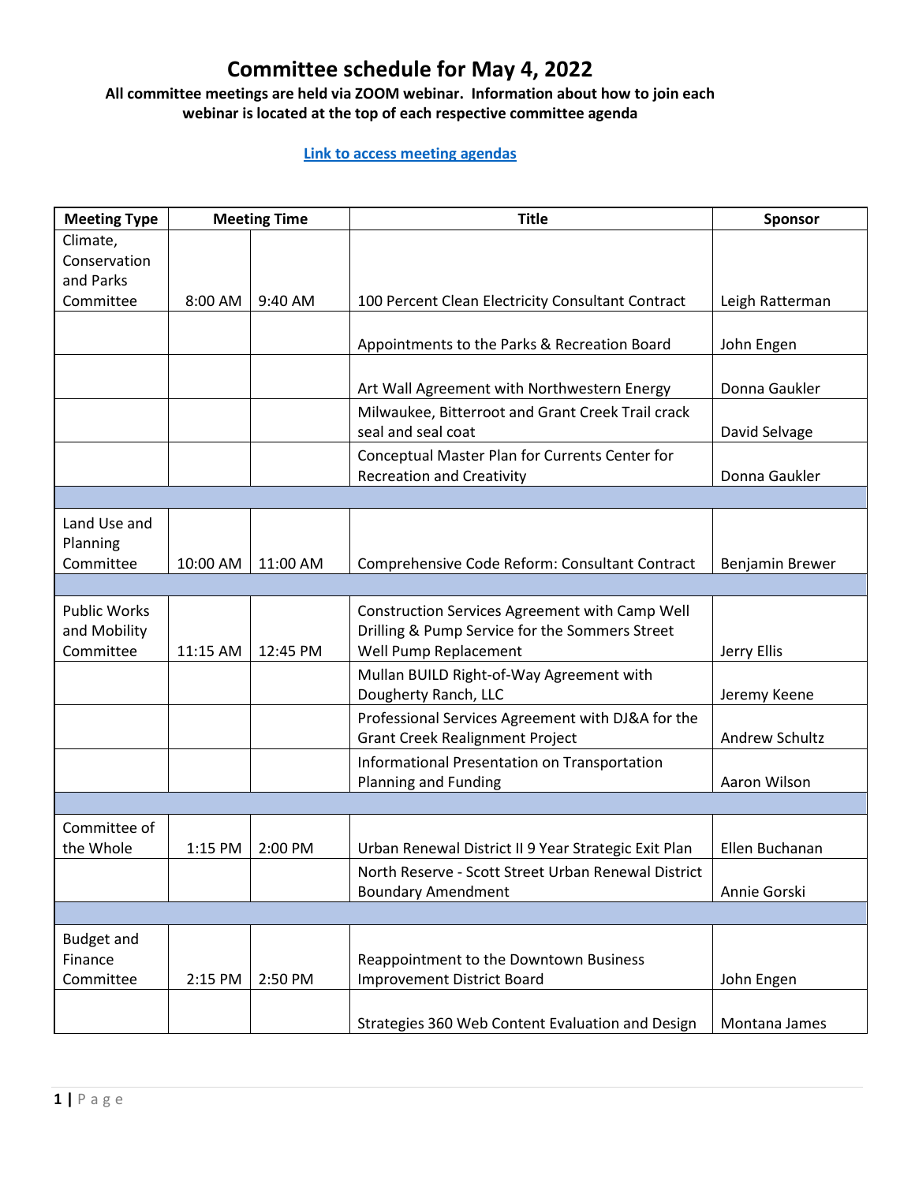# Committee schedule for May 4, 2022

**All committee meetings are held via ZOOM webinar. Information about how to join each webinar is located at the top of each respective committee agenda**

**[Link to access meeting agendas]**

| Meeting Type | Meeting Time | | Title | Sponsor |
|---|---|---|---|---|
| Climate, Conservation and Parks Committee | 8:00 AM | 9:40 AM | 100 Percent Clean Electricity Consultant Contract | Leigh Ratterman |
| | | | Appointments to the Parks & Recreation Board | John Engen |
| | | | Art Wall Agreement with Northwestern Energy | Donna Gaukler |
| | | | Milwaukee, Bitterroot and Grant Creek Trail crack seal and seal coat | David Selvage |
| | | | Conceptual Master Plan for Currents Center for Recreation and Creativity | Donna Gaukler |
| | | | | |
| Land Use and Planning Committee | 10:00 AM | 11:00 AM | Comprehensive Code Reform: Consultant Contract | Benjamin Brewer |
| | | | | |
| Public Works and Mobility Committee | 11:15 AM | 12:45 PM | Construction Services Agreement with Camp Well Drilling & Pump Service for the Sommers Street Well Pump Replacement | Jerry Ellis |
| | | | Mullan BUILD Right-of-Way Agreement with Dougherty Ranch, LLC | Jeremy Keene |
| | | | Professional Services Agreement with DJ&A for the Grant Creek Realignment Project | Andrew Schultz |
| | | | Informational Presentation on Transportation Planning and Funding | Aaron Wilson |
| | | | | |
| Committee of the Whole | 1:15 PM | 2:00 PM | Urban Renewal District II 9 Year Strategic Exit Plan | Ellen Buchanan |
| | | | North Reserve - Scott Street Urban Renewal District Boundary Amendment | Annie Gorski |
| | | | | |
| Budget and Finance Committee | 2:15 PM | 2:50 PM | Reappointment to the Downtown Business Improvement District Board | John Engen |
| | | | Strategies 360 Web Content Evaluation and Design | Montana James |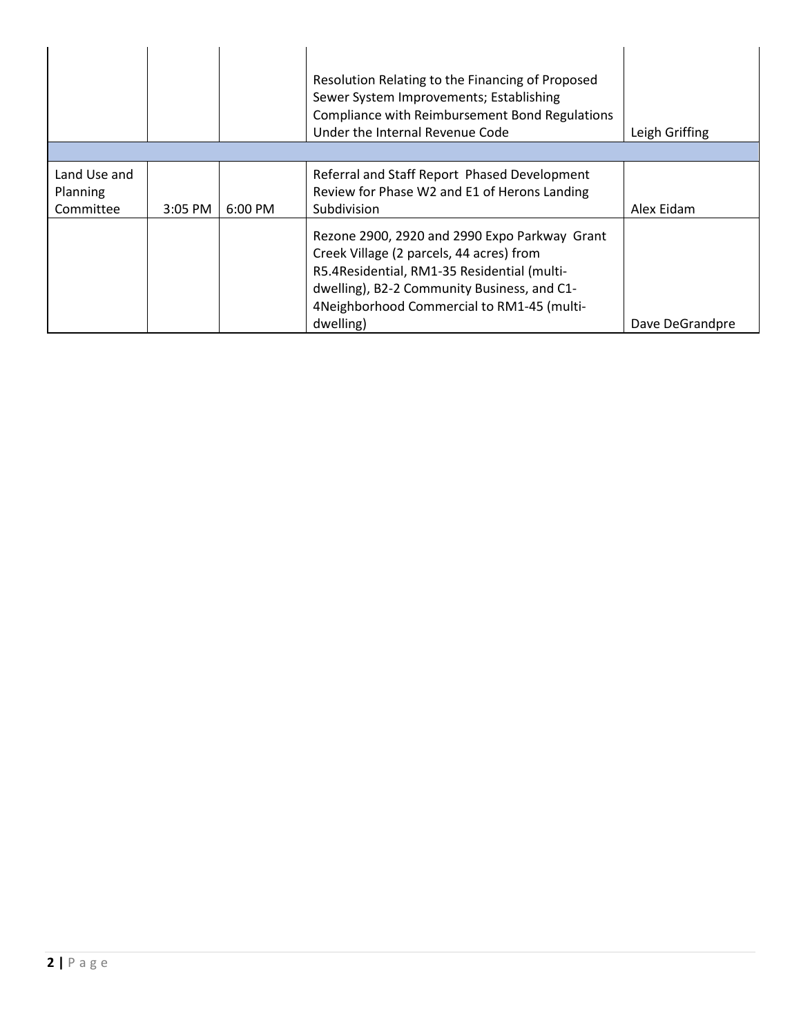| | | | | |
|---|---|---|---|---|
| | | | Resolution Relating to the Financing of Proposed Sewer System Improvements; Establishing Compliance with Reimbursement Bond Regulations Under the Internal Revenue Code | Leigh Griffing |
| | | | | |
| Land Use and Planning Committee | 3:05 PM | 6:00 PM | Referral and Staff Report Phased Development Review for Phase W2 and E1 of Herons Landing Subdivision | Alex Eidam |
| | | | Rezone 2900, 2920 and 2990 Expo Parkway Grant Creek Village (2 parcels, 44 acres) from R5.4Residential, RM1-35 Residential (multi-dwelling), B2-2 Community Business, and C1-4Neighborhood Commercial to RM1-45 (multi-dwelling) | Dave DeGrandpre |